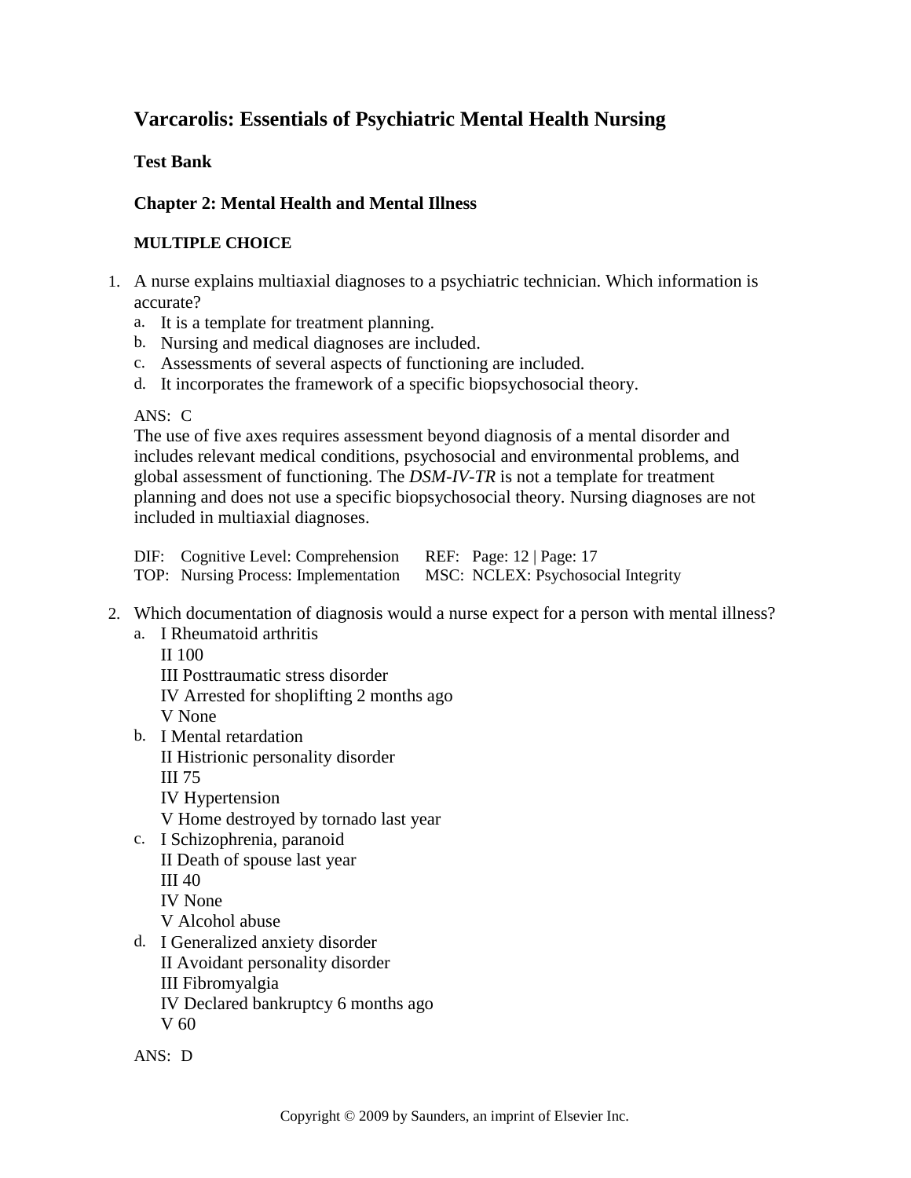# Varcarolis: Essentials of Psychiatric Mental Health Nursing

## Test Bank

### Chapter 2: Mental Health and Mental Illness

**MULTIPLE CHOICE**

1. A nurse explains multiaxial diagnoses to a psychiatric technician. Which information is accurate?
   a. It is a template for treatment planning.
   b. Nursing and medical diagnoses are included.
   c. Assessments of several aspects of functioning are included.
   d. It incorporates the framework of a specific biopsychosocial theory.

   ANS: C

   The use of five axes requires assessment beyond diagnosis of a mental disorder and includes relevant medical conditions, psychosocial and environmental problems, and global assessment of functioning. The *DSM-IV-TR* is not a template for treatment planning and does not use a specific biopsychosocial theory. Nursing diagnoses are not included in multiaxial diagnoses.

   DIF: Cognitive Level: Comprehension REF: Page: 12 | Page: 17
   TOP: Nursing Process: Implementation MSC: NCLEX: Psychosocial Integrity

2. Which documentation of diagnosis would a nurse expect for a person with mental illness?
   a. I Rheumatoid arthritis
      II 100
      III Posttraumatic stress disorder
      IV Arrested for shoplifting 2 months ago
      V None
   b. I Mental retardation
      II Histrionic personality disorder
      III 75
      IV Hypertension
      V Home destroyed by tornado last year
   c. I Schizophrenia, paranoid
      II Death of spouse last year
      III 40
      IV None
      V Alcohol abuse
   d. I Generalized anxiety disorder
      II Avoidant personality disorder
      III Fibromyalgia
      IV Declared bankruptcy 6 months ago
      V 60

   ANS: D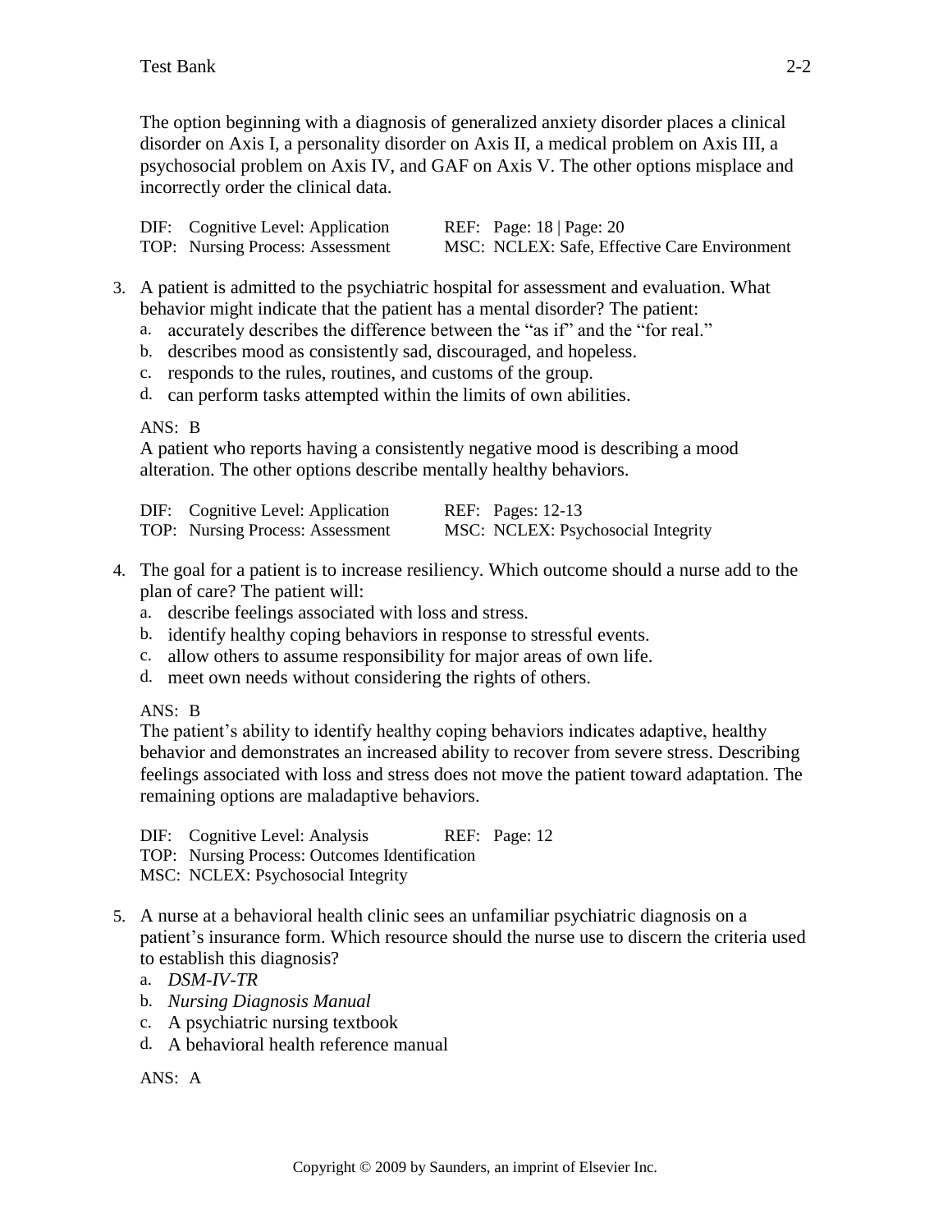The option beginning with a diagnosis of generalized anxiety disorder places a clinical disorder on Axis I, a personality disorder on Axis II, a medical problem on Axis III, a psychosocial problem on Axis IV, and GAF on Axis V. The other options misplace and incorrectly order the clinical data.

DIF: Cognitive Level: Application REF: Page: 18 | Page: 20
TOP: Nursing Process: Assessment MSC: NCLEX: Safe, Effective Care Environment

3. A patient is admitted to the psychiatric hospital for assessment and evaluation. What behavior might indicate that the patient has a mental disorder? The patient:
   a. accurately describes the difference between the "as if" and the "for real."
   b. describes mood as consistently sad, discouraged, and hopeless.
   c. responds to the rules, routines, and customs of the group.
   d. can perform tasks attempted within the limits of own abilities.

ANS: B
A patient who reports having a consistently negative mood is describing a mood alteration. The other options describe mentally healthy behaviors.

DIF: Cognitive Level: Application REF: Pages: 12-13
TOP: Nursing Process: Assessment MSC: NCLEX: Psychosocial Integrity

4. The goal for a patient is to increase resiliency. Which outcome should a nurse add to the plan of care? The patient will:
   a. describe feelings associated with loss and stress.
   b. identify healthy coping behaviors in response to stressful events.
   c. allow others to assume responsibility for major areas of own life.
   d. meet own needs without considering the rights of others.

ANS: B
The patient's ability to identify healthy coping behaviors indicates adaptive, healthy behavior and demonstrates an increased ability to recover from severe stress. Describing feelings associated with loss and stress does not move the patient toward adaptation. The remaining options are maladaptive behaviors.

DIF: Cognitive Level: Analysis REF: Page: 12
TOP: Nursing Process: Outcomes Identification
MSC: NCLEX: Psychosocial Integrity

5. A nurse at a behavioral health clinic sees an unfamiliar psychiatric diagnosis on a patient's insurance form. Which resource should the nurse use to discern the criteria used to establish this diagnosis?
   a. *DSM-IV-TR*
   b. *Nursing Diagnosis Manual*
   c. A psychiatric nursing textbook
   d. A behavioral health reference manual

ANS: A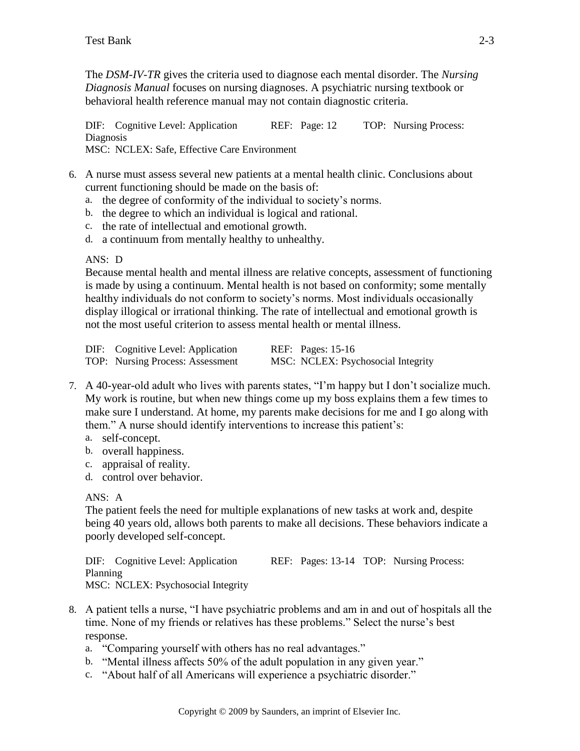The *DSM-IV-TR* gives the criteria used to diagnose each mental disorder. The *Nursing Diagnosis Manual* focuses on nursing diagnoses. A psychiatric nursing textbook or behavioral health reference manual may not contain diagnostic criteria.

DIF: Cognitive Level: Application REF: Page: 12 TOP: Nursing Process: Diagnosis
MSC: NCLEX: Safe, Effective Care Environment

6. A nurse must assess several new patients at a mental health clinic. Conclusions about current functioning should be made on the basis of:
   a. the degree of conformity of the individual to society's norms.
   b. the degree to which an individual is logical and rational.
   c. the rate of intellectual and emotional growth.
   d. a continuum from mentally healthy to unhealthy.

ANS: D
Because mental health and mental illness are relative concepts, assessment of functioning is made by using a continuum. Mental health is not based on conformity; some mentally healthy individuals do not conform to society's norms. Most individuals occasionally display illogical or irrational thinking. The rate of intellectual and emotional growth is not the most useful criterion to assess mental health or mental illness.

DIF: Cognitive Level: Application REF: Pages: 15-16
TOP: Nursing Process: Assessment MSC: NCLEX: Psychosocial Integrity

7. A 40-year-old adult who lives with parents states, "I'm happy but I don't socialize much. My work is routine, but when new things come up my boss explains them a few times to make sure I understand. At home, my parents make decisions for me and I go along with them." A nurse should identify interventions to increase this patient's:
   a. self-concept.
   b. overall happiness.
   c. appraisal of reality.
   d. control over behavior.

ANS: A
The patient feels the need for multiple explanations of new tasks at work and, despite being 40 years old, allows both parents to make all decisions. These behaviors indicate a poorly developed self-concept.

DIF: Cognitive Level: Application REF: Pages: 13-14 TOP: Nursing Process: Planning
MSC: NCLEX: Psychosocial Integrity

8. A patient tells a nurse, "I have psychiatric problems and am in and out of hospitals all the time. None of my friends or relatives has these problems." Select the nurse's best response.
   a. "Comparing yourself with others has no real advantages."
   b. "Mental illness affects 50% of the adult population in any given year."
   c. "About half of all Americans will experience a psychiatric disorder."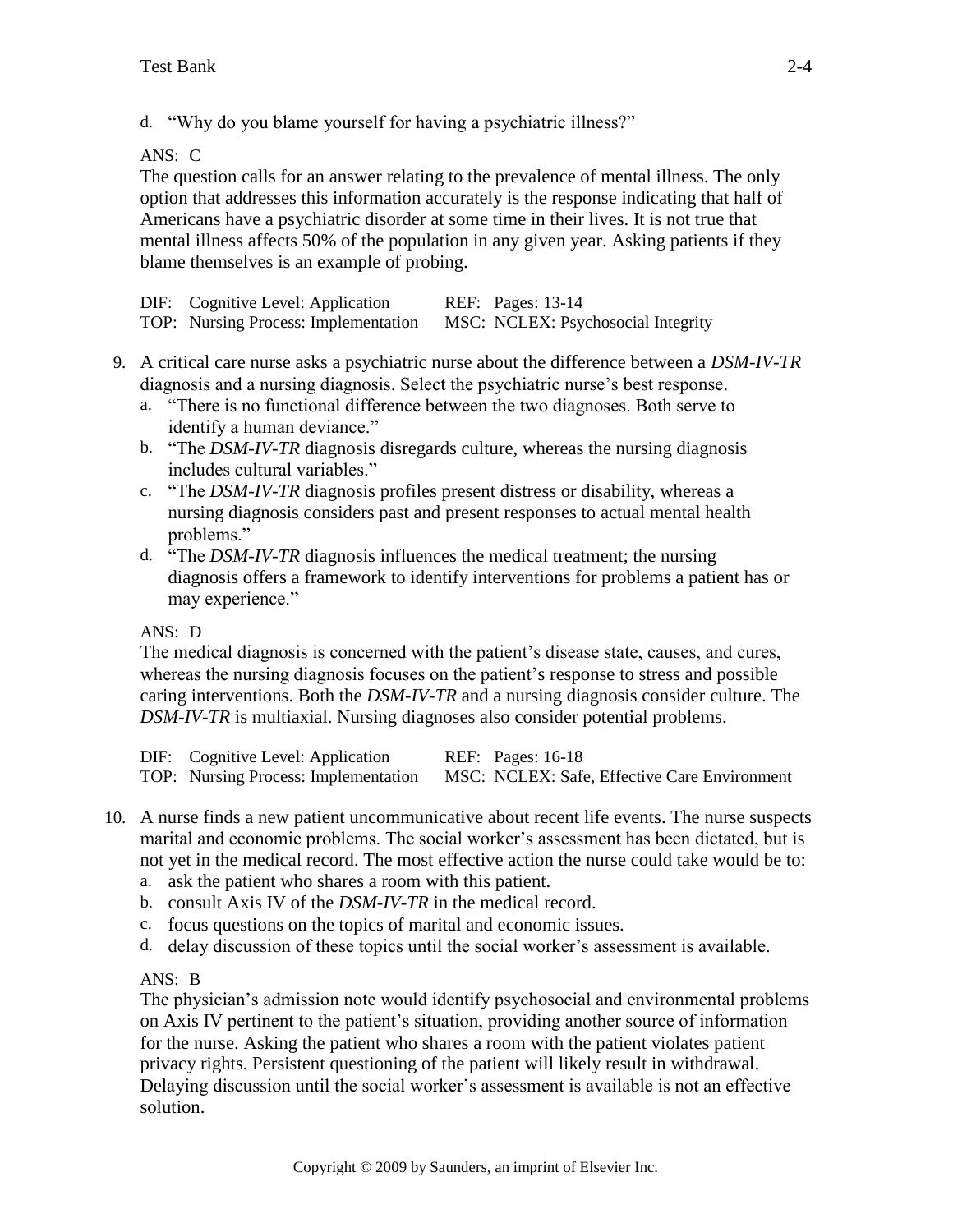d. “Why do you blame yourself for having a psychiatric illness?”

ANS: C

The question calls for an answer relating to the prevalence of mental illness. The only option that addresses this information accurately is the response indicating that half of Americans have a psychiatric disorder at some time in their lives. It is not true that mental illness affects 50% of the population in any given year. Asking patients if they blame themselves is an example of probing.

DIF: Cognitive Level: Application  REF: Pages: 13-14
TOP: Nursing Process: Implementation  MSC: NCLEX: Psychosocial Integrity

9. A critical care nurse asks a psychiatric nurse about the difference between a *DSM-IV-TR* diagnosis and a nursing diagnosis. Select the psychiatric nurse’s best response.
   a. “There is no functional difference between the two diagnoses. Both serve to identify a human deviance.”
   b. “The *DSM-IV-TR* diagnosis disregards culture, whereas the nursing diagnosis includes cultural variables.”
   c. “The *DSM-IV-TR* diagnosis profiles present distress or disability, whereas a nursing diagnosis considers past and present responses to actual mental health problems.”
   d. “The *DSM-IV-TR* diagnosis influences the medical treatment; the nursing diagnosis offers a framework to identify interventions for problems a patient has or may experience.”

ANS: D

The medical diagnosis is concerned with the patient’s disease state, causes, and cures, whereas the nursing diagnosis focuses on the patient’s response to stress and possible caring interventions. Both the *DSM-IV-TR* and a nursing diagnosis consider culture. The *DSM-IV-TR* is multiaxial. Nursing diagnoses also consider potential problems.

DIF: Cognitive Level: Application  REF: Pages: 16-18
TOP: Nursing Process: Implementation  MSC: NCLEX: Safe, Effective Care Environment

10. A nurse finds a new patient uncommunicative about recent life events. The nurse suspects marital and economic problems. The social worker’s assessment has been dictated, but is not yet in the medical record. The most effective action the nurse could take would be to:
    a. ask the patient who shares a room with this patient.
    b. consult Axis IV of the *DSM-IV-TR* in the medical record.
    c. focus questions on the topics of marital and economic issues.
    d. delay discussion of these topics until the social worker’s assessment is available.

ANS: B

The physician’s admission note would identify psychosocial and environmental problems on Axis IV pertinent to the patient’s situation, providing another source of information for the nurse. Asking the patient who shares a room with the patient violates patient privacy rights. Persistent questioning of the patient will likely result in withdrawal. Delaying discussion until the social worker’s assessment is available is not an effective solution.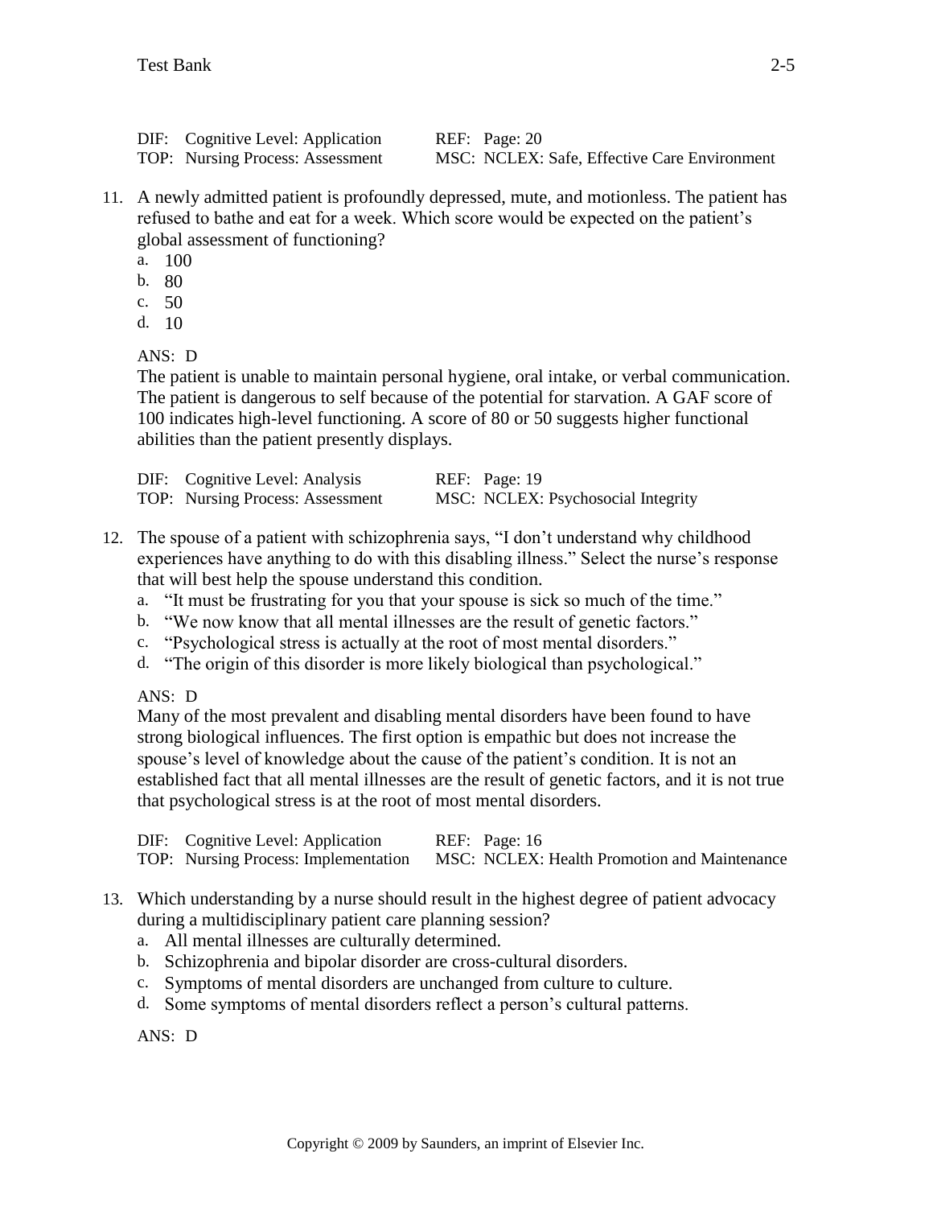DIF: Cognitive Level: Application REF: Page: 20
TOP: Nursing Process: Assessment MSC: NCLEX: Safe, Effective Care Environment

11. A newly admitted patient is profoundly depressed, mute, and motionless. The patient has refused to bathe and eat for a week. Which score would be expected on the patient's global assessment of functioning?
   a. 100
   b. 80
   c. 50
   d. 10

   ANS: D
   The patient is unable to maintain personal hygiene, oral intake, or verbal communication. The patient is dangerous to self because of the potential for starvation. A GAF score of 100 indicates high-level functioning. A score of 80 or 50 suggests higher functional abilities than the patient presently displays.

   DIF: Cognitive Level: Analysis REF: Page: 19
   TOP: Nursing Process: Assessment MSC: NCLEX: Psychosocial Integrity

12. The spouse of a patient with schizophrenia says, "I don't understand why childhood experiences have anything to do with this disabling illness." Select the nurse's response that will best help the spouse understand this condition.
   a. "It must be frustrating for you that your spouse is sick so much of the time."
   b. "We now know that all mental illnesses are the result of genetic factors."
   c. "Psychological stress is actually at the root of most mental disorders."
   d. "The origin of this disorder is more likely biological than psychological."

   ANS: D
   Many of the most prevalent and disabling mental disorders have been found to have strong biological influences. The first option is empathic but does not increase the spouse's level of knowledge about the cause of the patient's condition. It is not an established fact that all mental illnesses are the result of genetic factors, and it is not true that psychological stress is at the root of most mental disorders.

   DIF: Cognitive Level: Application REF: Page: 16
   TOP: Nursing Process: Implementation MSC: NCLEX: Health Promotion and Maintenance

13. Which understanding by a nurse should result in the highest degree of patient advocacy during a multidisciplinary patient care planning session?
   a. All mental illnesses are culturally determined.
   b. Schizophrenia and bipolar disorder are cross-cultural disorders.
   c. Symptoms of mental disorders are unchanged from culture to culture.
   d. Some symptoms of mental disorders reflect a person's cultural patterns.

   ANS: D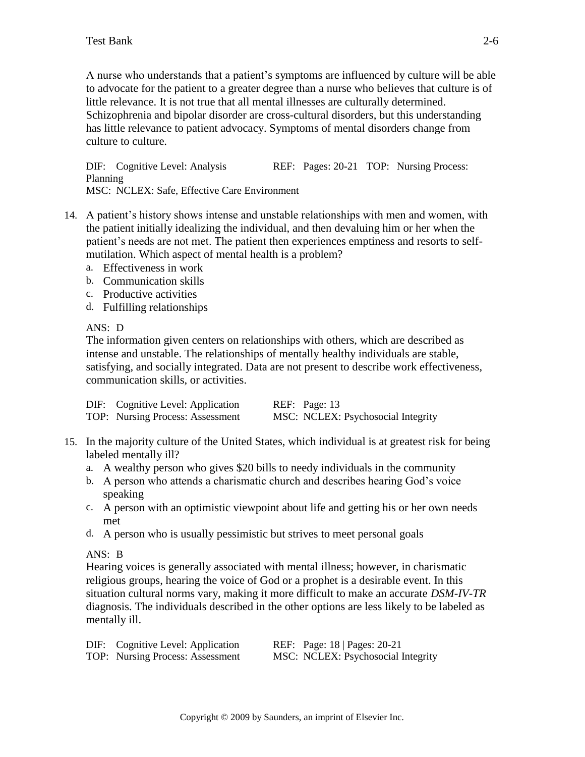A nurse who understands that a patient's symptoms are influenced by culture will be able to advocate for the patient to a greater degree than a nurse who believes that culture is of little relevance. It is not true that all mental illnesses are culturally determined. Schizophrenia and bipolar disorder are cross-cultural disorders, but this understanding has little relevance to patient advocacy. Symptoms of mental disorders change from culture to culture.

DIF: Cognitive Level: Analysis REF: Pages: 20-21 TOP: Nursing Process: Planning
MSC: NCLEX: Safe, Effective Care Environment

14. A patient's history shows intense and unstable relationships with men and women, with the patient initially idealizing the individual, and then devaluing him or her when the patient's needs are not met. The patient then experiences emptiness and resorts to self-mutilation. Which aspect of mental health is a problem?
    a. Effectiveness in work
    b. Communication skills
    c. Productive activities
    d. Fulfilling relationships

ANS: D
The information given centers on relationships with others, which are described as intense and unstable. The relationships of mentally healthy individuals are stable, satisfying, and socially integrated. Data are not present to describe work effectiveness, communication skills, or activities.

DIF: Cognitive Level: Application REF: Page: 13
TOP: Nursing Process: Assessment MSC: NCLEX: Psychosocial Integrity

15. In the majority culture of the United States, which individual is at greatest risk for being labeled mentally ill?
    a. A wealthy person who gives $20 bills to needy individuals in the community
    b. A person who attends a charismatic church and describes hearing God's voice speaking
    c. A person with an optimistic viewpoint about life and getting his or her own needs met
    d. A person who is usually pessimistic but strives to meet personal goals

ANS: B
Hearing voices is generally associated with mental illness; however, in charismatic religious groups, hearing the voice of God or a prophet is a desirable event. In this situation cultural norms vary, making it more difficult to make an accurate *DSM-IV-TR* diagnosis. The individuals described in the other options are less likely to be labeled as mentally ill.

DIF: Cognitive Level: Application REF: Page: 18 | Pages: 20-21
TOP: Nursing Process: Assessment MSC: NCLEX: Psychosocial Integrity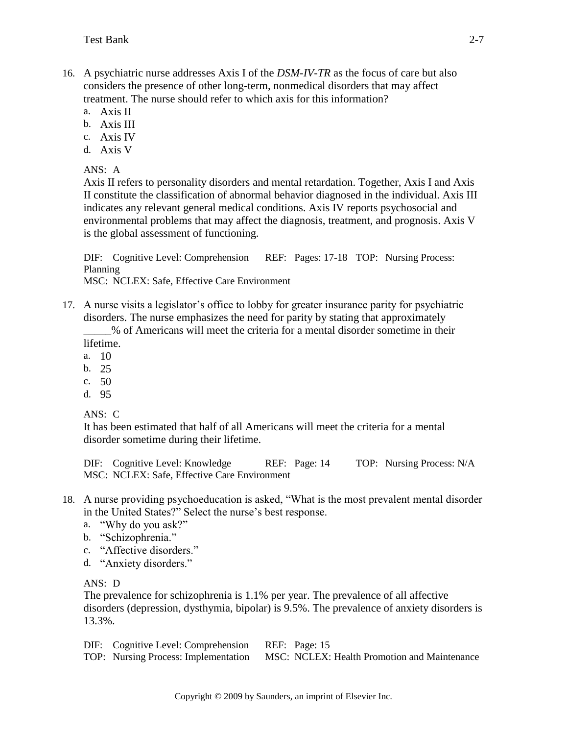16. A psychiatric nurse addresses Axis I of the *DSM-IV-TR* as the focus of care but also considers the presence of other long-term, nonmedical disorders that may affect treatment. The nurse should refer to which axis for this information?
    a. Axis II
    b. Axis III
    c. Axis IV
    d. Axis V

    ANS: A

    Axis II refers to personality disorders and mental retardation. Together, Axis I and Axis II constitute the classification of abnormal behavior diagnosed in the individual. Axis III indicates any relevant general medical conditions. Axis IV reports psychosocial and environmental problems that may affect the diagnosis, treatment, and prognosis. Axis V is the global assessment of functioning.

    DIF: Cognitive Level: Comprehension REF: Pages: 17-18 TOP: Nursing Process: Planning
    MSC: NCLEX: Safe, Effective Care Environment

17. A nurse visits a legislator's office to lobby for greater insurance parity for psychiatric disorders. The nurse emphasizes the need for parity by stating that approximately _____% of Americans will meet the criteria for a mental disorder sometime in their lifetime.
    a. 10
    b. 25
    c. 50
    d. 95

    ANS: C

    It has been estimated that half of all Americans will meet the criteria for a mental disorder sometime during their lifetime.

    DIF: Cognitive Level: Knowledge REF: Page: 14 TOP: Nursing Process: N/A
    MSC: NCLEX: Safe, Effective Care Environment

18. A nurse providing psychoeducation is asked, "What is the most prevalent mental disorder in the United States?" Select the nurse's best response.
    a. "Why do you ask?"
    b. "Schizophrenia."
    c. "Affective disorders."
    d. "Anxiety disorders."

    ANS: D

    The prevalence for schizophrenia is 1.1% per year. The prevalence of all affective disorders (depression, dysthymia, bipolar) is 9.5%. The prevalence of anxiety disorders is 13.3%.

    DIF: Cognitive Level: Comprehension REF: Page: 15
    TOP: Nursing Process: Implementation MSC: NCLEX: Health Promotion and Maintenance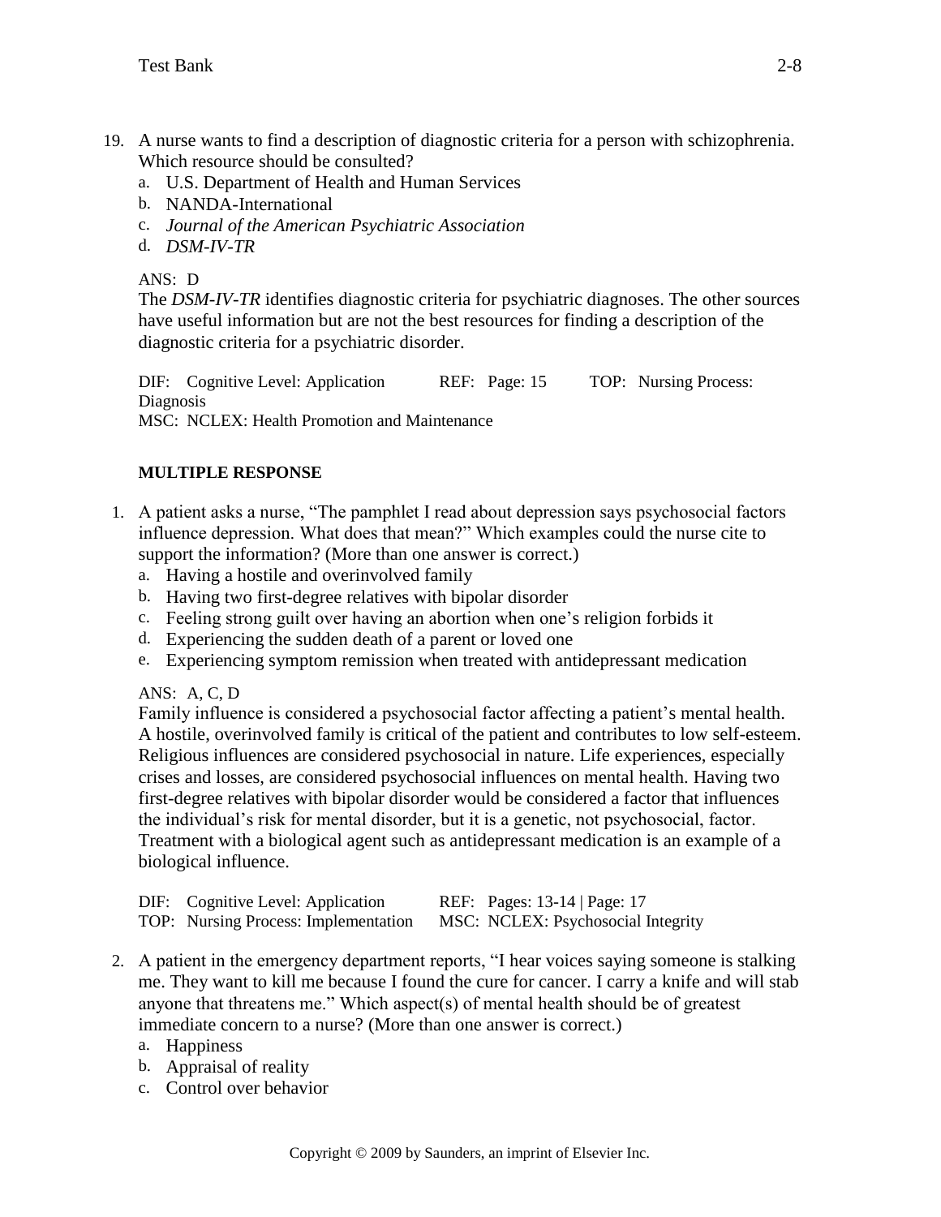19. A nurse wants to find a description of diagnostic criteria for a person with schizophrenia. Which resource should be consulted?
   a. U.S. Department of Health and Human Services
   b. NANDA-International
   c. *Journal of the American Psychiatric Association*
   d. *DSM-IV-TR*

   ANS: D
   The *DSM-IV-TR* identifies diagnostic criteria for psychiatric diagnoses. The other sources have useful information but are not the best resources for finding a description of the diagnostic criteria for a psychiatric disorder.

   DIF: Cognitive Level: Application REF: Page: 15 TOP: Nursing Process: Diagnosis
   MSC: NCLEX: Health Promotion and Maintenance

**MULTIPLE RESPONSE**

1. A patient asks a nurse, "The pamphlet I read about depression says psychosocial factors influence depression. What does that mean?" Which examples could the nurse cite to support the information? (More than one answer is correct.)
   a. Having a hostile and overinvolved family
   b. Having two first-degree relatives with bipolar disorder
   c. Feeling strong guilt over having an abortion when one's religion forbids it
   d. Experiencing the sudden death of a parent or loved one
   e. Experiencing symptom remission when treated with antidepressant medication

   ANS: A, C, D
   Family influence is considered a psychosocial factor affecting a patient's mental health. A hostile, overinvolved family is critical of the patient and contributes to low self-esteem. Religious influences are considered psychosocial in nature. Life experiences, especially crises and losses, are considered psychosocial influences on mental health. Having two first-degree relatives with bipolar disorder would be considered a factor that influences the individual's risk for mental disorder, but it is a genetic, not psychosocial, factor. Treatment with a biological agent such as antidepressant medication is an example of a biological influence.

   DIF: Cognitive Level: Application REF: Pages: 13-14 | Page: 17
   TOP: Nursing Process: Implementation MSC: NCLEX: Psychosocial Integrity

2. A patient in the emergency department reports, "I hear voices saying someone is stalking me. They want to kill me because I found the cure for cancer. I carry a knife and will stab anyone that threatens me." Which aspect(s) of mental health should be of greatest immediate concern to a nurse? (More than one answer is correct.)
   a. Happiness
   b. Appraisal of reality
   c. Control over behavior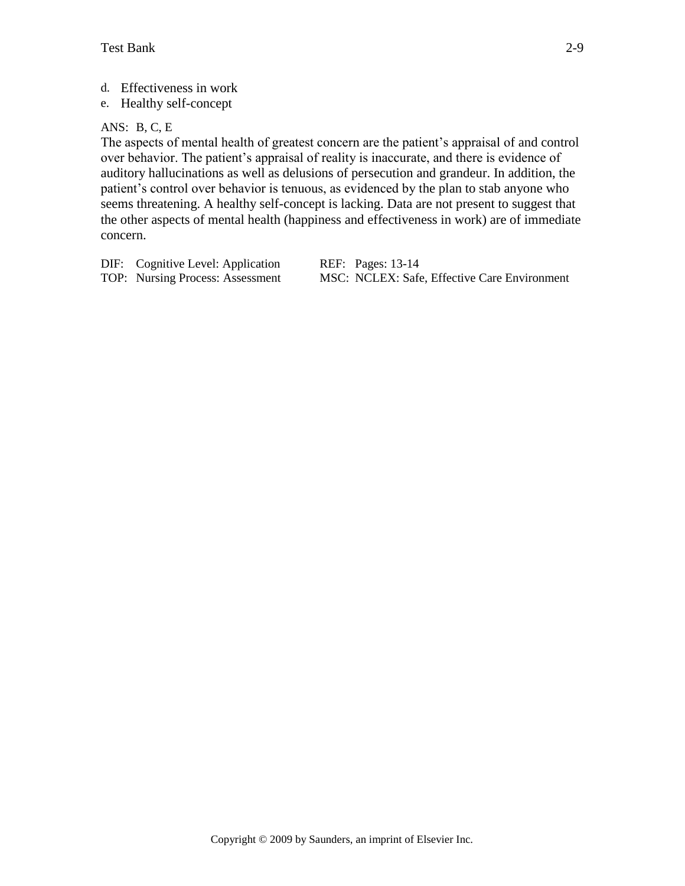d. Effectiveness in work
e. Healthy self-concept

ANS: B, C, E

The aspects of mental health of greatest concern are the patient's appraisal of and control over behavior. The patient's appraisal of reality is inaccurate, and there is evidence of auditory hallucinations as well as delusions of persecution and grandeur. In addition, the patient's control over behavior is tenuous, as evidenced by the plan to stab anyone who seems threatening. A healthy self-concept is lacking. Data are not present to suggest that the other aspects of mental health (happiness and effectiveness in work) are of immediate concern.

DIF: Cognitive Level: Application
REF: Pages: 13-14
TOP: Nursing Process: Assessment
MSC: NCLEX: Safe, Effective Care Environment

Copyright © 2009 by Saunders, an imprint of Elsevier Inc.